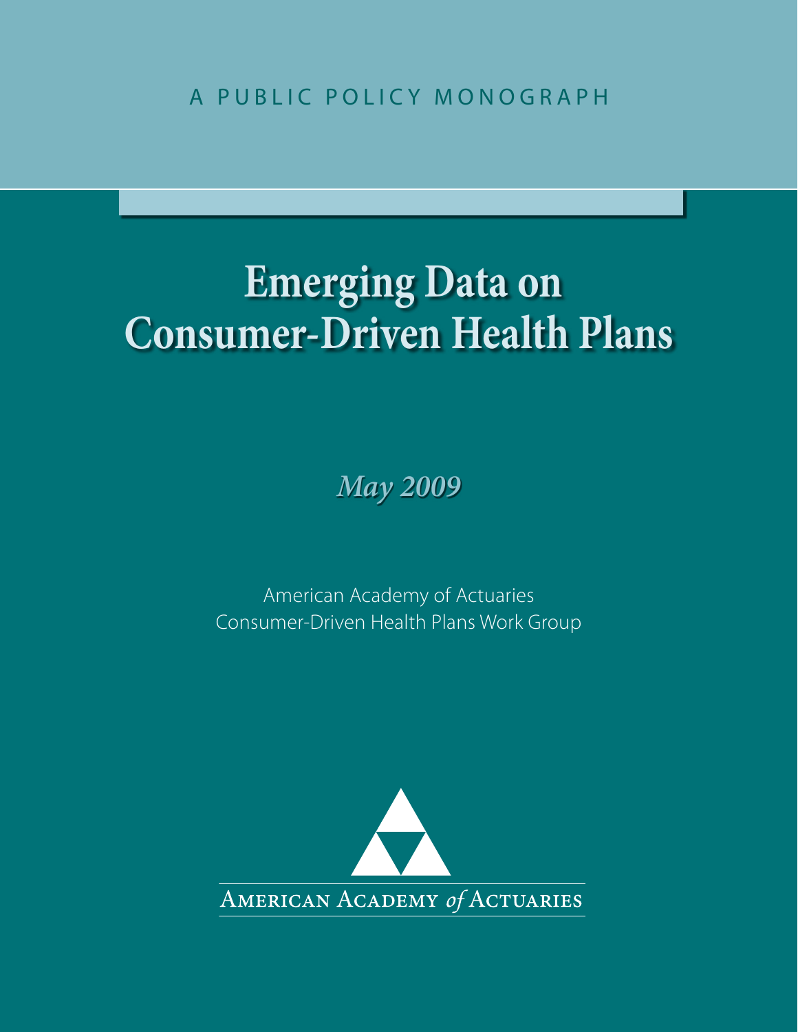A PUBLIC POLICY MONOGRAPH

# Emerging Data on Consumer-Driven Health Plans

*May 2009*

American Academy of Actuaries
Consumer-Driven Health Plans Work Group

AMERICAN ACADEMY *of* ACTUARIES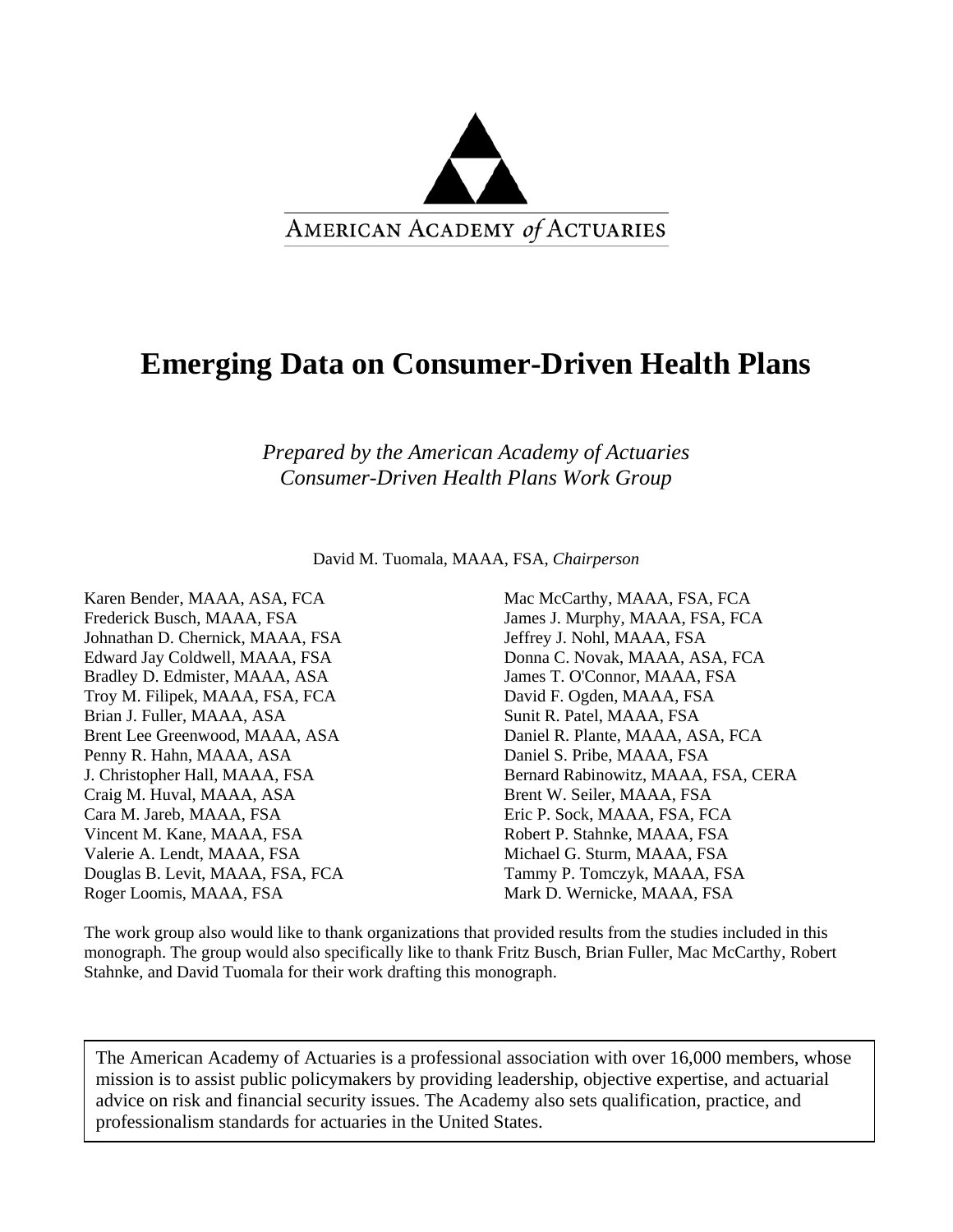AMERICAN ACADEMY *of* ACTUARIES

# Emerging Data on Consumer-Driven Health Plans

*Prepared by the American Academy of Actuaries*
*Consumer-Driven Health Plans Work Group*

David M. Tuomala, MAAA, FSA, *Chairperson*

Karen Bender, MAAA, ASA, FCA
Frederick Busch, MAAA, FSA
Johnathan D. Chernick, MAAA, FSA
Edward Jay Coldwell, MAAA, FSA
Bradley D. Edmister, MAAA, ASA
Troy M. Filipek, MAAA, FSA, FCA
Brian J. Fuller, MAAA, ASA
Brent Lee Greenwood, MAAA, ASA
Penny R. Hahn, MAAA, ASA
J. Christopher Hall, MAAA, FSA
Craig M. Huval, MAAA, ASA
Cara M. Jareb, MAAA, FSA
Vincent M. Kane, MAAA, FSA
Valerie A. Lendt, MAAA, FSA
Douglas B. Levit, MAAA, FSA, FCA
Roger Loomis, MAAA, FSA
Mac McCarthy, MAAA, FSA, FCA
James J. Murphy, MAAA, FSA, FCA
Jeffrey J. Nohl, MAAA, FSA
Donna C. Novak, MAAA, ASA, FCA
James T. O'Connor, MAAA, FSA
David F. Ogden, MAAA, FSA
Sunit R. Patel, MAAA, FSA
Daniel R. Plante, MAAA, ASA, FCA
Daniel S. Pribe, MAAA, FSA
Bernard Rabinowitz, MAAA, FSA, CERA
Brent W. Seiler, MAAA, FSA
Eric P. Sock, MAAA, FSA, FCA
Robert P. Stahnke, MAAA, FSA
Michael G. Sturm, MAAA, FSA
Tammy P. Tomczyk, MAAA, FSA
Mark D. Wernicke, MAAA, FSA

The work group also would like to thank organizations that provided results from the studies included in this monograph. The group would also specifically like to thank Fritz Busch, Brian Fuller, Mac McCarthy, Robert Stahnke, and David Tuomala for their work drafting this monograph.

The American Academy of Actuaries is a professional association with over 16,000 members, whose mission is to assist public policymakers by providing leadership, objective expertise, and actuarial advice on risk and financial security issues. The Academy also sets qualification, practice, and professionalism standards for actuaries in the United States.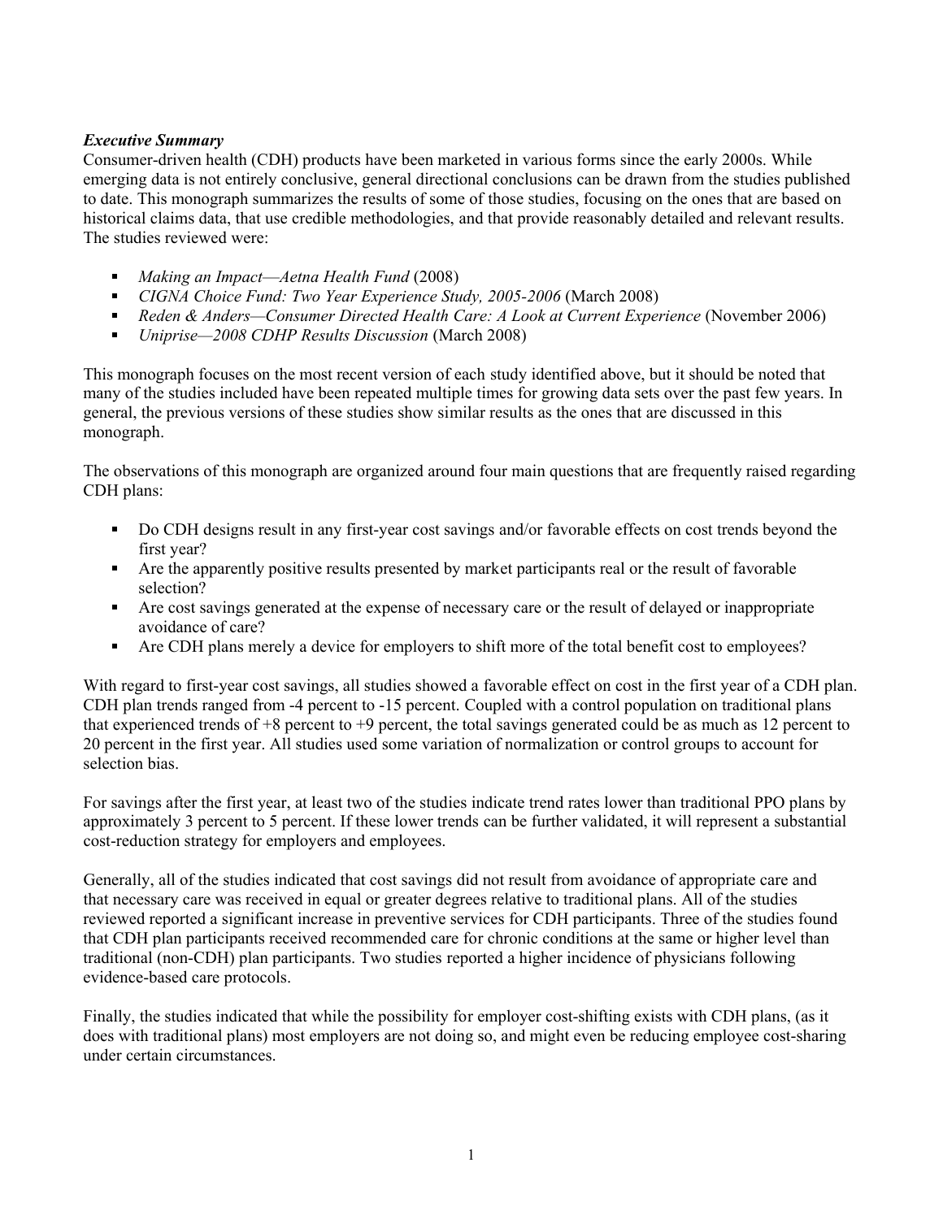***Executive Summary***

Consumer-driven health (CDH) products have been marketed in various forms since the early 2000s. While emerging data is not entirely conclusive, general directional conclusions can be drawn from the studies published to date. This monograph summarizes the results of some of those studies, focusing on the ones that are based on historical claims data, that use credible methodologies, and that provide reasonably detailed and relevant results. The studies reviewed were:

- *Making an Impact—Aetna Health Fund* (2008)
- *CIGNA Choice Fund: Two Year Experience Study, 2005-2006* (March 2008)
- *Reden & Anders—Consumer Directed Health Care: A Look at Current Experience* (November 2006)
- *Uniprise—2008 CDHP Results Discussion* (March 2008)

This monograph focuses on the most recent version of each study identified above, but it should be noted that many of the studies included have been repeated multiple times for growing data sets over the past few years. In general, the previous versions of these studies show similar results as the ones that are discussed in this monograph.

The observations of this monograph are organized around four main questions that are frequently raised regarding CDH plans:

- Do CDH designs result in any first-year cost savings and/or favorable effects on cost trends beyond the first year?
- Are the apparently positive results presented by market participants real or the result of favorable selection?
- Are cost savings generated at the expense of necessary care or the result of delayed or inappropriate avoidance of care?
- Are CDH plans merely a device for employers to shift more of the total benefit cost to employees?

With regard to first-year cost savings, all studies showed a favorable effect on cost in the first year of a CDH plan. CDH plan trends ranged from -4 percent to -15 percent. Coupled with a control population on traditional plans that experienced trends of +8 percent to +9 percent, the total savings generated could be as much as 12 percent to 20 percent in the first year. All studies used some variation of normalization or control groups to account for selection bias.

For savings after the first year, at least two of the studies indicate trend rates lower than traditional PPO plans by approximately 3 percent to 5 percent. If these lower trends can be further validated, it will represent a substantial cost-reduction strategy for employers and employees.

Generally, all of the studies indicated that cost savings did not result from avoidance of appropriate care and that necessary care was received in equal or greater degrees relative to traditional plans. All of the studies reviewed reported a significant increase in preventive services for CDH participants. Three of the studies found that CDH plan participants received recommended care for chronic conditions at the same or higher level than traditional (non-CDH) plan participants. Two studies reported a higher incidence of physicians following evidence-based care protocols.

Finally, the studies indicated that while the possibility for employer cost-shifting exists with CDH plans, (as it does with traditional plans) most employers are not doing so, and might even be reducing employee cost-sharing under certain circumstances.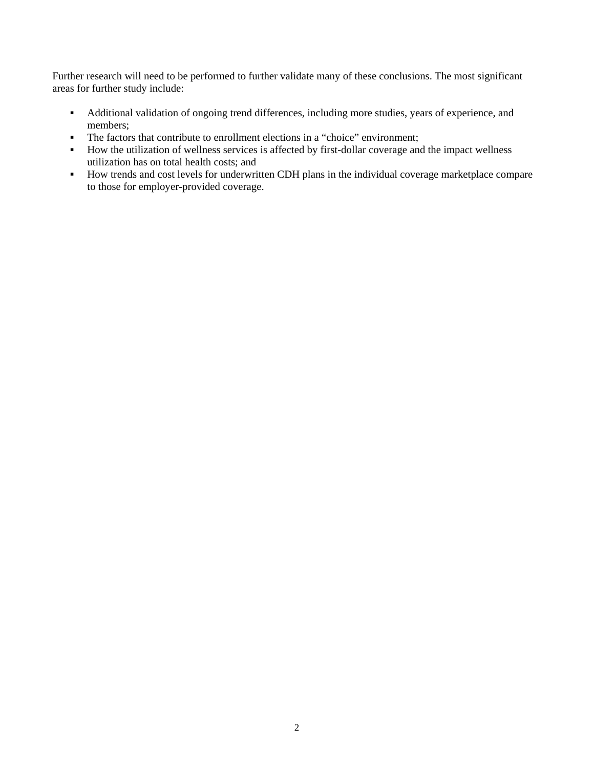Further research will need to be performed to further validate many of these conclusions. The most significant areas for further study include:

- Additional validation of ongoing trend differences, including more studies, years of experience, and members;
- The factors that contribute to enrollment elections in a "choice" environment;
- How the utilization of wellness services is affected by first-dollar coverage and the impact wellness utilization has on total health costs; and
- How trends and cost levels for underwritten CDH plans in the individual coverage marketplace compare to those for employer-provided coverage.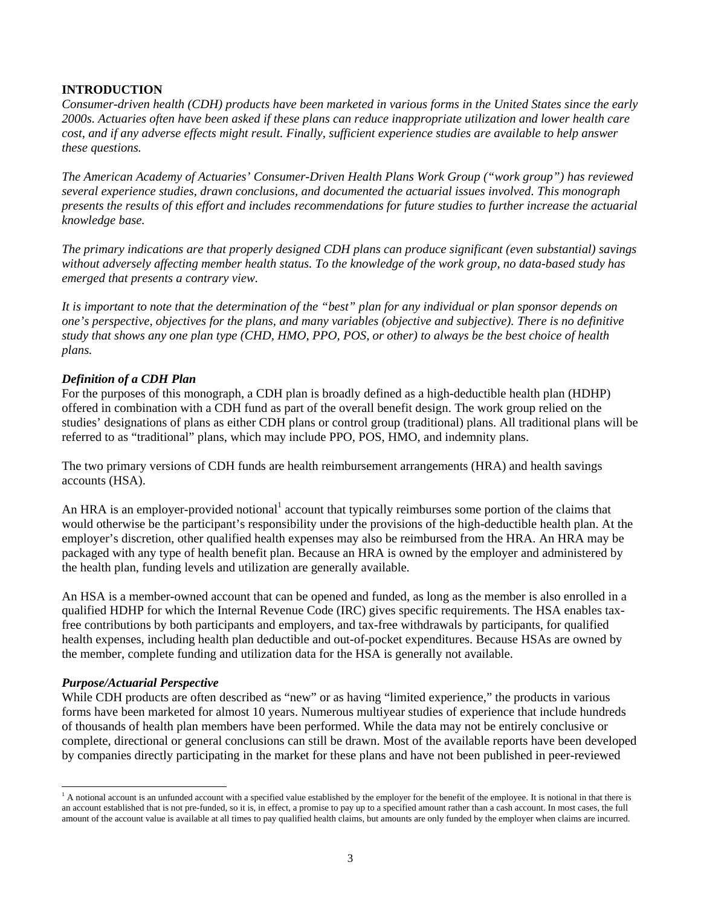## INTRODUCTION

*Consumer-driven health (CDH) products have been marketed in various forms in the United States since the early 2000s. Actuaries often have been asked if these plans can reduce inappropriate utilization and lower health care cost, and if any adverse effects might result. Finally, sufficient experience studies are available to help answer these questions.*

*The American Academy of Actuaries' Consumer-Driven Health Plans Work Group ("work group") has reviewed several experience studies, drawn conclusions, and documented the actuarial issues involved. This monograph presents the results of this effort and includes recommendations for future studies to further increase the actuarial knowledge base.*

*The primary indications are that properly designed CDH plans can produce significant (even substantial) savings without adversely affecting member health status. To the knowledge of the work group, no data-based study has emerged that presents a contrary view.*

*It is important to note that the determination of the "best" plan for any individual or plan sponsor depends on one's perspective, objectives for the plans, and many variables (objective and subjective). There is no definitive study that shows any one plan type (CHD, HMO, PPO, POS, or other) to always be the best choice of health plans.*

### *Definition of a CDH Plan*

For the purposes of this monograph, a CDH plan is broadly defined as a high-deductible health plan (HDHP) offered in combination with a CDH fund as part of the overall benefit design. The work group relied on the studies' designations of plans as either CDH plans or control group (traditional) plans. All traditional plans will be referred to as "traditional" plans, which may include PPO, POS, HMO, and indemnity plans.

The two primary versions of CDH funds are health reimbursement arrangements (HRA) and health savings accounts (HSA).

An HRA is an employer-provided notional[1] account that typically reimburses some portion of the claims that would otherwise be the participant's responsibility under the provisions of the high-deductible health plan. At the employer's discretion, other qualified health expenses may also be reimbursed from the HRA. An HRA may be packaged with any type of health benefit plan. Because an HRA is owned by the employer and administered by the health plan, funding levels and utilization are generally available.

An HSA is a member-owned account that can be opened and funded, as long as the member is also enrolled in a qualified HDHP for which the Internal Revenue Code (IRC) gives specific requirements. The HSA enables tax-free contributions by both participants and employers, and tax-free withdrawals by participants, for qualified health expenses, including health plan deductible and out-of-pocket expenditures. Because HSAs are owned by the member, complete funding and utilization data for the HSA is generally not available.

### *Purpose/Actuarial Perspective*

While CDH products are often described as "new" or as having "limited experience," the products in various forms have been marketed for almost 10 years. Numerous multiyear studies of experience that include hundreds of thousands of health plan members have been performed. While the data may not be entirely conclusive or complete, directional or general conclusions can still be drawn. Most of the available reports have been developed by companies directly participating in the market for these plans and have not been published in peer-reviewed

[1] A notional account is an unfunded account with a specified value established by the employer for the benefit of the employee. It is notional in that there is an account established that is not pre-funded, so it is, in effect, a promise to pay up to a specified amount rather than a cash account. In most cases, the full amount of the account value is available at all times to pay qualified health claims, but amounts are only funded by the employer when claims are incurred.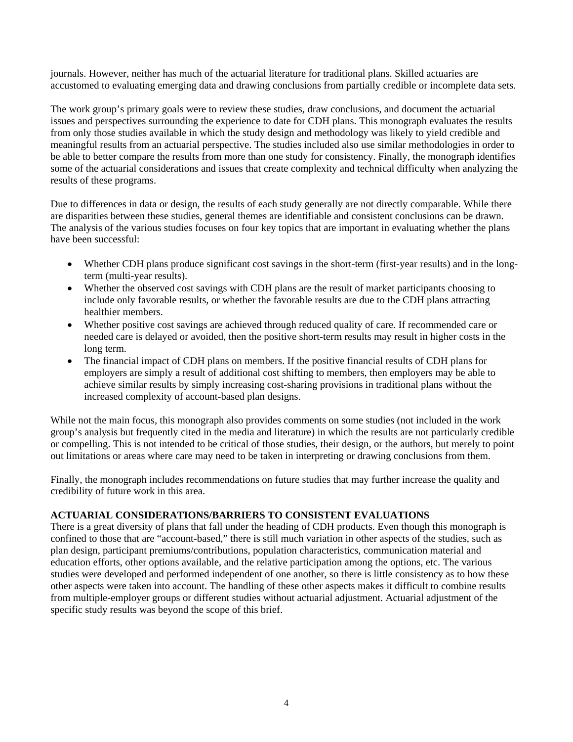journals. However, neither has much of the actuarial literature for traditional plans. Skilled actuaries are accustomed to evaluating emerging data and drawing conclusions from partially credible or incomplete data sets.

The work group's primary goals were to review these studies, draw conclusions, and document the actuarial issues and perspectives surrounding the experience to date for CDH plans. This monograph evaluates the results from only those studies available in which the study design and methodology was likely to yield credible and meaningful results from an actuarial perspective. The studies included also use similar methodologies in order to be able to better compare the results from more than one study for consistency. Finally, the monograph identifies some of the actuarial considerations and issues that create complexity and technical difficulty when analyzing the results of these programs.

Due to differences in data or design, the results of each study generally are not directly comparable. While there are disparities between these studies, general themes are identifiable and consistent conclusions can be drawn. The analysis of the various studies focuses on four key topics that are important in evaluating whether the plans have been successful:

- Whether CDH plans produce significant cost savings in the short-term (first-year results) and in the long-term (multi-year results).
- Whether the observed cost savings with CDH plans are the result of market participants choosing to include only favorable results, or whether the favorable results are due to the CDH plans attracting healthier members.
- Whether positive cost savings are achieved through reduced quality of care. If recommended care or needed care is delayed or avoided, then the positive short-term results may result in higher costs in the long term.
- The financial impact of CDH plans on members. If the positive financial results of CDH plans for employers are simply a result of additional cost shifting to members, then employers may be able to achieve similar results by simply increasing cost-sharing provisions in traditional plans without the increased complexity of account-based plan designs.

While not the main focus, this monograph also provides comments on some studies (not included in the work group's analysis but frequently cited in the media and literature) in which the results are not particularly credible or compelling. This is not intended to be critical of those studies, their design, or the authors, but merely to point out limitations or areas where care may need to be taken in interpreting or drawing conclusions from them.

Finally, the monograph includes recommendations on future studies that may further increase the quality and credibility of future work in this area.

**ACTUARIAL CONSIDERATIONS/BARRIERS TO CONSISTENT EVALUATIONS**

There is a great diversity of plans that fall under the heading of CDH products. Even though this monograph is confined to those that are "account-based," there is still much variation in other aspects of the studies, such as plan design, participant premiums/contributions, population characteristics, communication material and education efforts, other options available, and the relative participation among the options, etc. The various studies were developed and performed independent of one another, so there is little consistency as to how these other aspects were taken into account. The handling of these other aspects makes it difficult to combine results from multiple-employer groups or different studies without actuarial adjustment. Actuarial adjustment of the specific study results was beyond the scope of this brief.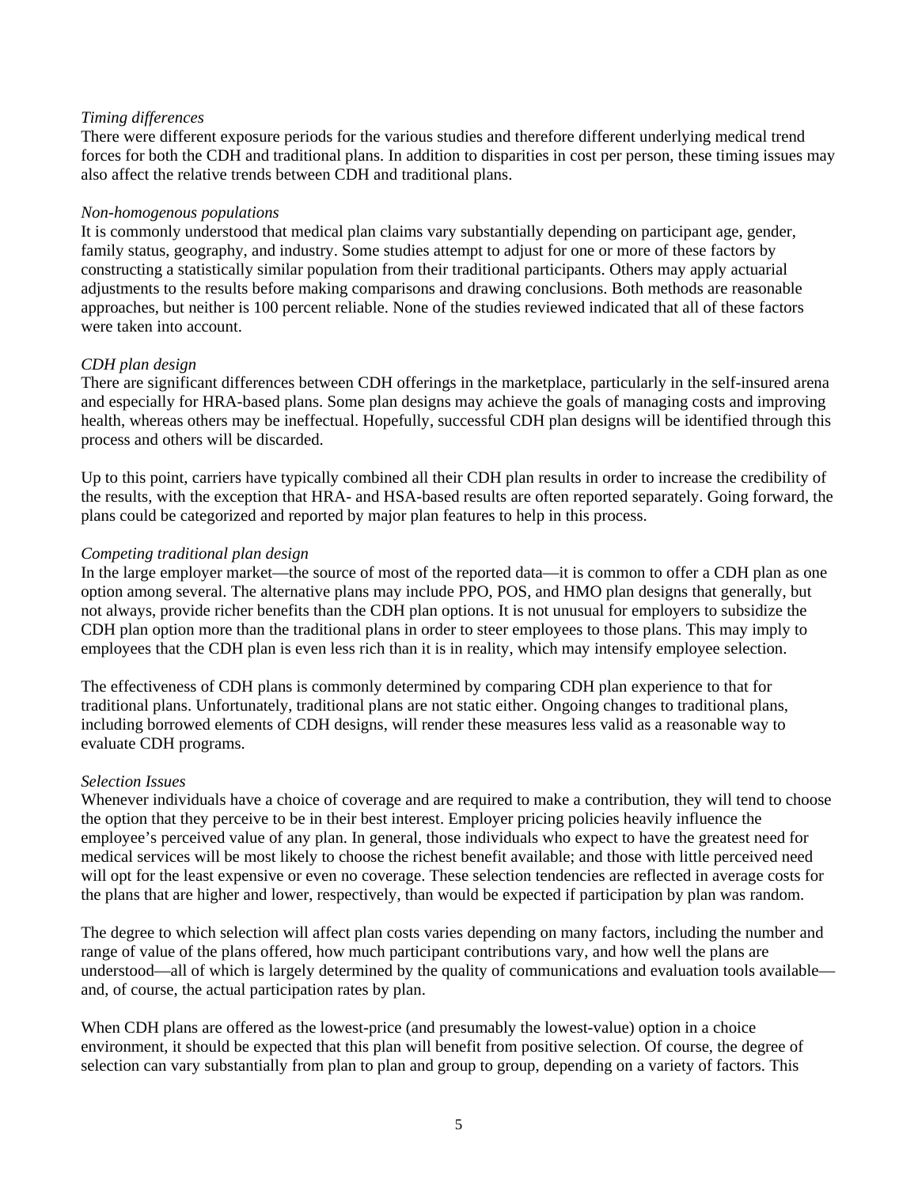*Timing differences*
There were different exposure periods for the various studies and therefore different underlying medical trend forces for both the CDH and traditional plans. In addition to disparities in cost per person, these timing issues may also affect the relative trends between CDH and traditional plans.

*Non-homogenous populations*
It is commonly understood that medical plan claims vary substantially depending on participant age, gender, family status, geography, and industry. Some studies attempt to adjust for one or more of these factors by constructing a statistically similar population from their traditional participants. Others may apply actuarial adjustments to the results before making comparisons and drawing conclusions. Both methods are reasonable approaches, but neither is 100 percent reliable. None of the studies reviewed indicated that all of these factors were taken into account.

*CDH plan design*
There are significant differences between CDH offerings in the marketplace, particularly in the self-insured arena and especially for HRA-based plans. Some plan designs may achieve the goals of managing costs and improving health, whereas others may be ineffectual. Hopefully, successful CDH plan designs will be identified through this process and others will be discarded.

Up to this point, carriers have typically combined all their CDH plan results in order to increase the credibility of the results, with the exception that HRA- and HSA-based results are often reported separately. Going forward, the plans could be categorized and reported by major plan features to help in this process.

*Competing traditional plan design*
In the large employer market—the source of most of the reported data—it is common to offer a CDH plan as one option among several. The alternative plans may include PPO, POS, and HMO plan designs that generally, but not always, provide richer benefits than the CDH plan options. It is not unusual for employers to subsidize the CDH plan option more than the traditional plans in order to steer employees to those plans. This may imply to employees that the CDH plan is even less rich than it is in reality, which may intensify employee selection.

The effectiveness of CDH plans is commonly determined by comparing CDH plan experience to that for traditional plans. Unfortunately, traditional plans are not static either. Ongoing changes to traditional plans, including borrowed elements of CDH designs, will render these measures less valid as a reasonable way to evaluate CDH programs.

*Selection Issues*
Whenever individuals have a choice of coverage and are required to make a contribution, they will tend to choose the option that they perceive to be in their best interest. Employer pricing policies heavily influence the employee's perceived value of any plan. In general, those individuals who expect to have the greatest need for medical services will be most likely to choose the richest benefit available; and those with little perceived need will opt for the least expensive or even no coverage. These selection tendencies are reflected in average costs for the plans that are higher and lower, respectively, than would be expected if participation by plan was random.

The degree to which selection will affect plan costs varies depending on many factors, including the number and range of value of the plans offered, how much participant contributions vary, and how well the plans are understood—all of which is largely determined by the quality of communications and evaluation tools available—and, of course, the actual participation rates by plan.

When CDH plans are offered as the lowest-price (and presumably the lowest-value) option in a choice environment, it should be expected that this plan will benefit from positive selection. Of course, the degree of selection can vary substantially from plan to plan and group to group, depending on a variety of factors. This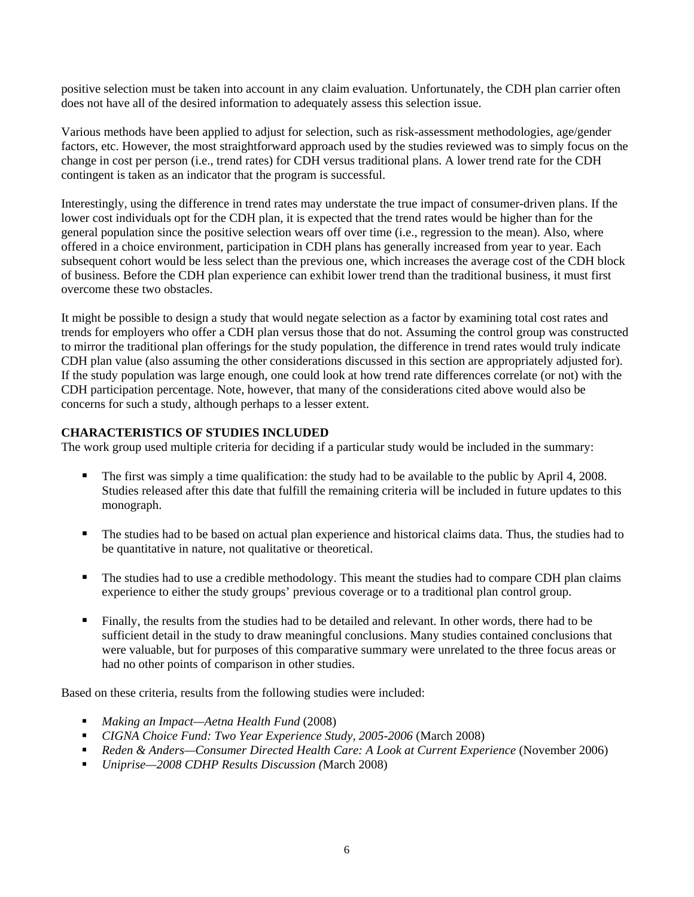positive selection must be taken into account in any claim evaluation. Unfortunately, the CDH plan carrier often does not have all of the desired information to adequately assess this selection issue.

Various methods have been applied to adjust for selection, such as risk-assessment methodologies, age/gender factors, etc. However, the most straightforward approach used by the studies reviewed was to simply focus on the change in cost per person (i.e., trend rates) for CDH versus traditional plans. A lower trend rate for the CDH contingent is taken as an indicator that the program is successful.

Interestingly, using the difference in trend rates may understate the true impact of consumer-driven plans. If the lower cost individuals opt for the CDH plan, it is expected that the trend rates would be higher than for the general population since the positive selection wears off over time (i.e., regression to the mean). Also, where offered in a choice environment, participation in CDH plans has generally increased from year to year. Each subsequent cohort would be less select than the previous one, which increases the average cost of the CDH block of business. Before the CDH plan experience can exhibit lower trend than the traditional business, it must first overcome these two obstacles.

It might be possible to design a study that would negate selection as a factor by examining total cost rates and trends for employers who offer a CDH plan versus those that do not. Assuming the control group was constructed to mirror the traditional plan offerings for the study population, the difference in trend rates would truly indicate CDH plan value (also assuming the other considerations discussed in this section are appropriately adjusted for). If the study population was large enough, one could look at how trend rate differences correlate (or not) with the CDH participation percentage. Note, however, that many of the considerations cited above would also be concerns for such a study, although perhaps to a lesser extent.

**CHARACTERISTICS OF STUDIES INCLUDED**

The work group used multiple criteria for deciding if a particular study would be included in the summary:

- The first was simply a time qualification: the study had to be available to the public by April 4, 2008. Studies released after this date that fulfill the remaining criteria will be included in future updates to this monograph.
- The studies had to be based on actual plan experience and historical claims data. Thus, the studies had to be quantitative in nature, not qualitative or theoretical.
- The studies had to use a credible methodology. This meant the studies had to compare CDH plan claims experience to either the study groups' previous coverage or to a traditional plan control group.
- Finally, the results from the studies had to be detailed and relevant. In other words, there had to be sufficient detail in the study to draw meaningful conclusions. Many studies contained conclusions that were valuable, but for purposes of this comparative summary were unrelated to the three focus areas or had no other points of comparison in other studies.

Based on these criteria, results from the following studies were included:

- *Making an Impact—Aetna Health Fund* (2008)
- *CIGNA Choice Fund: Two Year Experience Study, 2005-2006* (March 2008)
- *Reden & Anders—Consumer Directed Health Care: A Look at Current Experience* (November 2006)
- *Uniprise—2008 CDHP Results Discussion (*March 2008)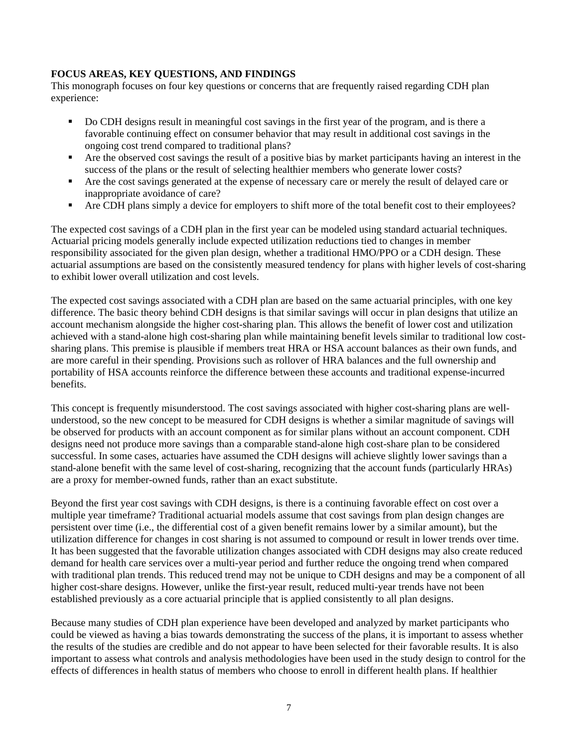**FOCUS AREAS, KEY QUESTIONS, AND FINDINGS**

This monograph focuses on four key questions or concerns that are frequently raised regarding CDH plan experience:

- Do CDH designs result in meaningful cost savings in the first year of the program, and is there a favorable continuing effect on consumer behavior that may result in additional cost savings in the ongoing cost trend compared to traditional plans?
- Are the observed cost savings the result of a positive bias by market participants having an interest in the success of the plans or the result of selecting healthier members who generate lower costs?
- Are the cost savings generated at the expense of necessary care or merely the result of delayed care or inappropriate avoidance of care?
- Are CDH plans simply a device for employers to shift more of the total benefit cost to their employees?

The expected cost savings of a CDH plan in the first year can be modeled using standard actuarial techniques. Actuarial pricing models generally include expected utilization reductions tied to changes in member responsibility associated for the given plan design, whether a traditional HMO/PPO or a CDH design. These actuarial assumptions are based on the consistently measured tendency for plans with higher levels of cost-sharing to exhibit lower overall utilization and cost levels.

The expected cost savings associated with a CDH plan are based on the same actuarial principles, with one key difference. The basic theory behind CDH designs is that similar savings will occur in plan designs that utilize an account mechanism alongside the higher cost-sharing plan. This allows the benefit of lower cost and utilization achieved with a stand-alone high cost-sharing plan while maintaining benefit levels similar to traditional low cost-sharing plans. This premise is plausible if members treat HRA or HSA account balances as their own funds, and are more careful in their spending. Provisions such as rollover of HRA balances and the full ownership and portability of HSA accounts reinforce the difference between these accounts and traditional expense-incurred benefits.

This concept is frequently misunderstood. The cost savings associated with higher cost-sharing plans are well-understood, so the new concept to be measured for CDH designs is whether a similar magnitude of savings will be observed for products with an account component as for similar plans without an account component. CDH designs need not produce more savings than a comparable stand-alone high cost-share plan to be considered successful. In some cases, actuaries have assumed the CDH designs will achieve slightly lower savings than a stand-alone benefit with the same level of cost-sharing, recognizing that the account funds (particularly HRAs) are a proxy for member-owned funds, rather than an exact substitute.

Beyond the first year cost savings with CDH designs, is there is a continuing favorable effect on cost over a multiple year timeframe? Traditional actuarial models assume that cost savings from plan design changes are persistent over time (i.e., the differential cost of a given benefit remains lower by a similar amount), but the utilization difference for changes in cost sharing is not assumed to compound or result in lower trends over time. It has been suggested that the favorable utilization changes associated with CDH designs may also create reduced demand for health care services over a multi-year period and further reduce the ongoing trend when compared with traditional plan trends. This reduced trend may not be unique to CDH designs and may be a component of all higher cost-share designs. However, unlike the first-year result, reduced multi-year trends have not been established previously as a core actuarial principle that is applied consistently to all plan designs.

Because many studies of CDH plan experience have been developed and analyzed by market participants who could be viewed as having a bias towards demonstrating the success of the plans, it is important to assess whether the results of the studies are credible and do not appear to have been selected for their favorable results. It is also important to assess what controls and analysis methodologies have been used in the study design to control for the effects of differences in health status of members who choose to enroll in different health plans. If healthier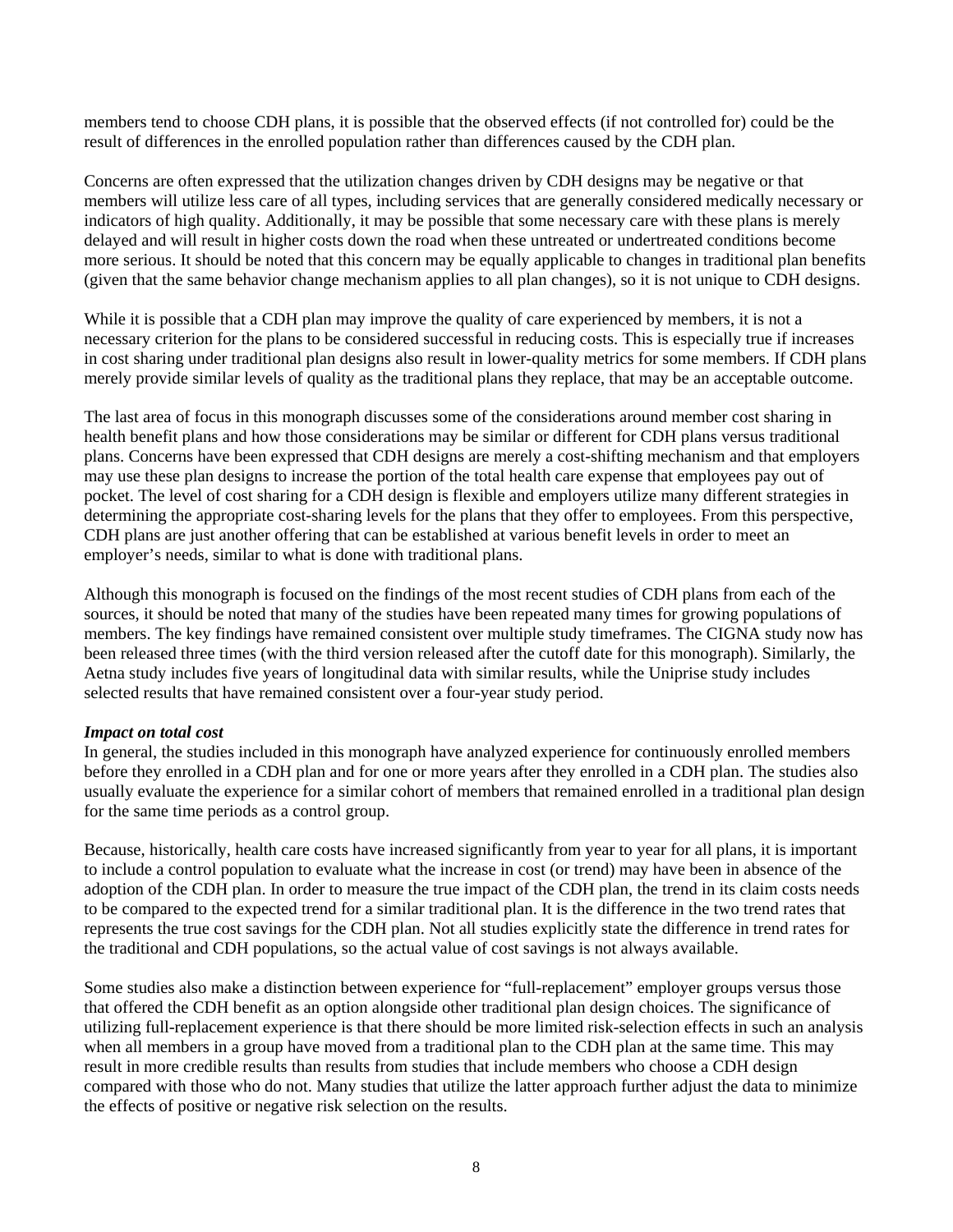members tend to choose CDH plans, it is possible that the observed effects (if not controlled for) could be the result of differences in the enrolled population rather than differences caused by the CDH plan.

Concerns are often expressed that the utilization changes driven by CDH designs may be negative or that members will utilize less care of all types, including services that are generally considered medically necessary or indicators of high quality. Additionally, it may be possible that some necessary care with these plans is merely delayed and will result in higher costs down the road when these untreated or undertreated conditions become more serious. It should be noted that this concern may be equally applicable to changes in traditional plan benefits (given that the same behavior change mechanism applies to all plan changes), so it is not unique to CDH designs.

While it is possible that a CDH plan may improve the quality of care experienced by members, it is not a necessary criterion for the plans to be considered successful in reducing costs. This is especially true if increases in cost sharing under traditional plan designs also result in lower-quality metrics for some members. If CDH plans merely provide similar levels of quality as the traditional plans they replace, that may be an acceptable outcome.

The last area of focus in this monograph discusses some of the considerations around member cost sharing in health benefit plans and how those considerations may be similar or different for CDH plans versus traditional plans. Concerns have been expressed that CDH designs are merely a cost-shifting mechanism and that employers may use these plan designs to increase the portion of the total health care expense that employees pay out of pocket. The level of cost sharing for a CDH design is flexible and employers utilize many different strategies in determining the appropriate cost-sharing levels for the plans that they offer to employees. From this perspective, CDH plans are just another offering that can be established at various benefit levels in order to meet an employer's needs, similar to what is done with traditional plans.

Although this monograph is focused on the findings of the most recent studies of CDH plans from each of the sources, it should be noted that many of the studies have been repeated many times for growing populations of members. The key findings have remained consistent over multiple study timeframes. The CIGNA study now has been released three times (with the third version released after the cutoff date for this monograph). Similarly, the Aetna study includes five years of longitudinal data with similar results, while the Uniprise study includes selected results that have remained consistent over a four-year study period.

***Impact on total cost***

In general, the studies included in this monograph have analyzed experience for continuously enrolled members before they enrolled in a CDH plan and for one or more years after they enrolled in a CDH plan. The studies also usually evaluate the experience for a similar cohort of members that remained enrolled in a traditional plan design for the same time periods as a control group.

Because, historically, health care costs have increased significantly from year to year for all plans, it is important to include a control population to evaluate what the increase in cost (or trend) may have been in absence of the adoption of the CDH plan. In order to measure the true impact of the CDH plan, the trend in its claim costs needs to be compared to the expected trend for a similar traditional plan. It is the difference in the two trend rates that represents the true cost savings for the CDH plan. Not all studies explicitly state the difference in trend rates for the traditional and CDH populations, so the actual value of cost savings is not always available.

Some studies also make a distinction between experience for "full-replacement" employer groups versus those that offered the CDH benefit as an option alongside other traditional plan design choices. The significance of utilizing full-replacement experience is that there should be more limited risk-selection effects in such an analysis when all members in a group have moved from a traditional plan to the CDH plan at the same time. This may result in more credible results than results from studies that include members who choose a CDH design compared with those who do not. Many studies that utilize the latter approach further adjust the data to minimize the effects of positive or negative risk selection on the results.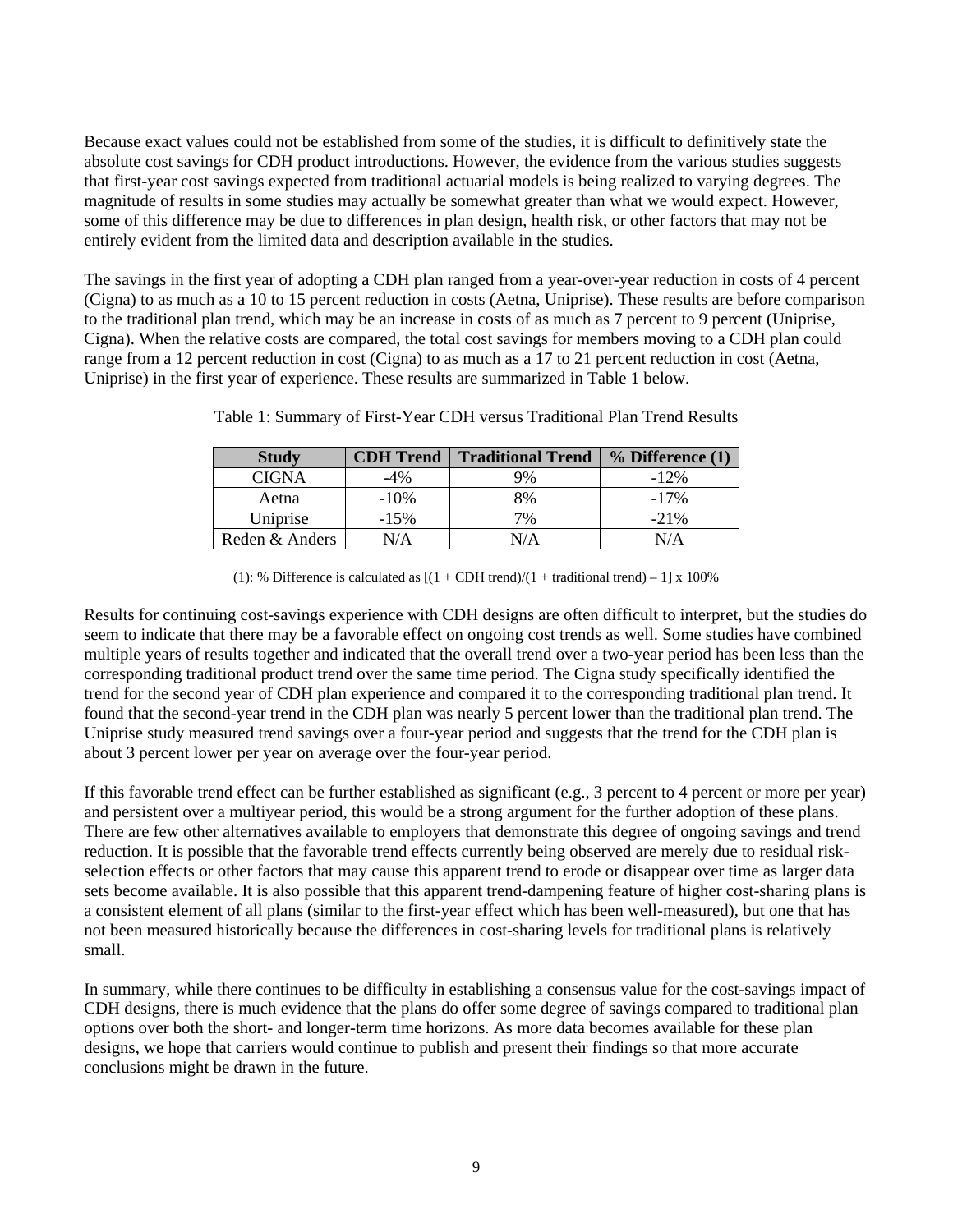Because exact values could not be established from some of the studies, it is difficult to definitively state the absolute cost savings for CDH product introductions. However, the evidence from the various studies suggests that first-year cost savings expected from traditional actuarial models is being realized to varying degrees. The magnitude of results in some studies may actually be somewhat greater than what we would expect. However, some of this difference may be due to differences in plan design, health risk, or other factors that may not be entirely evident from the limited data and description available in the studies.

The savings in the first year of adopting a CDH plan ranged from a year-over-year reduction in costs of 4 percent (Cigna) to as much as a 10 to 15 percent reduction in costs (Aetna, Uniprise). These results are before comparison to the traditional plan trend, which may be an increase in costs of as much as 7 percent to 9 percent (Uniprise, Cigna). When the relative costs are compared, the total cost savings for members moving to a CDH plan could range from a 12 percent reduction in cost (Cigna) to as much as a 17 to 21 percent reduction in cost (Aetna, Uniprise) in the first year of experience. These results are summarized in Table 1 below.

Table 1: Summary of First-Year CDH versus Traditional Plan Trend Results

| Study | CDH Trend | Traditional Trend | % Difference (1) |
|---|---|---|---|
| CIGNA | -4% | 9% | -12% |
| Aetna | -10% | 8% | -17% |
| Uniprise | -15% | 7% | -21% |
| Reden & Anders | N/A | N/A | N/A |

(1): % Difference is calculated as [(1 + CDH trend)/(1 + traditional trend) – 1] x 100%

Results for continuing cost-savings experience with CDH designs are often difficult to interpret, but the studies do seem to indicate that there may be a favorable effect on ongoing cost trends as well. Some studies have combined multiple years of results together and indicated that the overall trend over a two-year period has been less than the corresponding traditional product trend over the same time period. The Cigna study specifically identified the trend for the second year of CDH plan experience and compared it to the corresponding traditional plan trend. It found that the second-year trend in the CDH plan was nearly 5 percent lower than the traditional plan trend. The Uniprise study measured trend savings over a four-year period and suggests that the trend for the CDH plan is about 3 percent lower per year on average over the four-year period.

If this favorable trend effect can be further established as significant (e.g., 3 percent to 4 percent or more per year) and persistent over a multiyear period, this would be a strong argument for the further adoption of these plans. There are few other alternatives available to employers that demonstrate this degree of ongoing savings and trend reduction. It is possible that the favorable trend effects currently being observed are merely due to residual risk-selection effects or other factors that may cause this apparent trend to erode or disappear over time as larger data sets become available. It is also possible that this apparent trend-dampening feature of higher cost-sharing plans is a consistent element of all plans (similar to the first-year effect which has been well-measured), but one that has not been measured historically because the differences in cost-sharing levels for traditional plans is relatively small.

In summary, while there continues to be difficulty in establishing a consensus value for the cost-savings impact of CDH designs, there is much evidence that the plans do offer some degree of savings compared to traditional plan options over both the short- and longer-term time horizons. As more data becomes available for these plan designs, we hope that carriers would continue to publish and present their findings so that more accurate conclusions might be drawn in the future.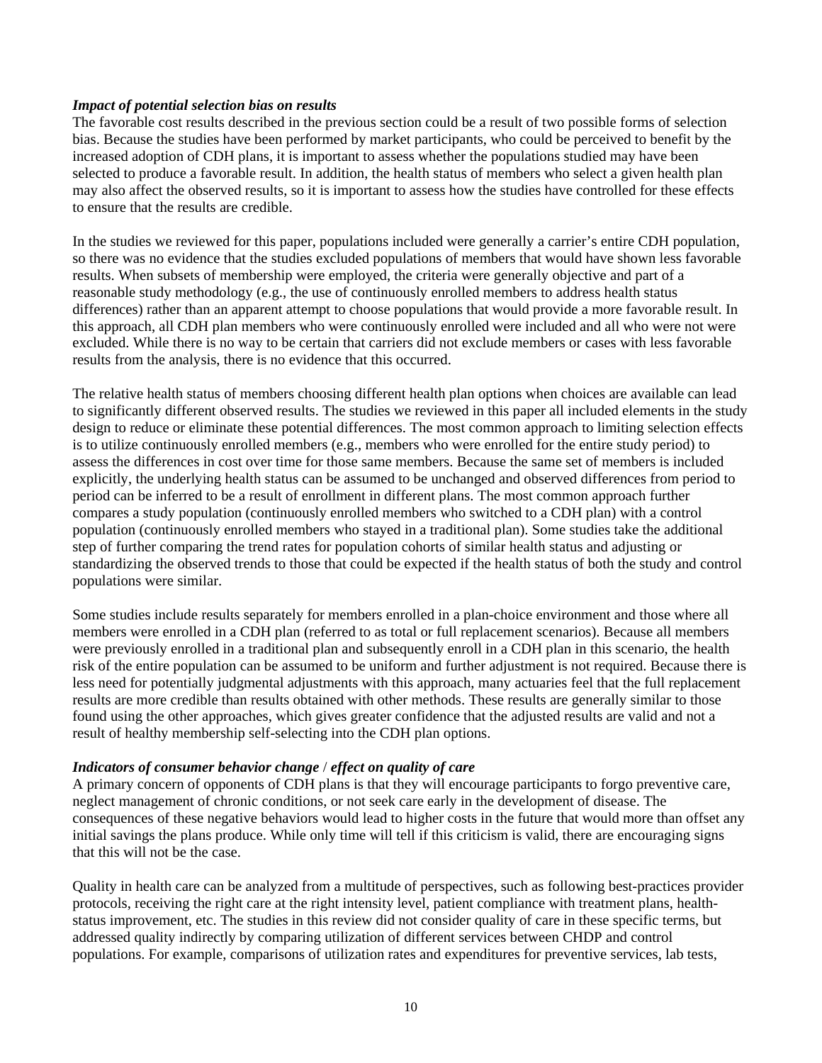***Impact of potential selection bias on results***

The favorable cost results described in the previous section could be a result of two possible forms of selection bias. Because the studies have been performed by market participants, who could be perceived to benefit by the increased adoption of CDH plans, it is important to assess whether the populations studied may have been selected to produce a favorable result. In addition, the health status of members who select a given health plan may also affect the observed results, so it is important to assess how the studies have controlled for these effects to ensure that the results are credible.

In the studies we reviewed for this paper, populations included were generally a carrier's entire CDH population, so there was no evidence that the studies excluded populations of members that would have shown less favorable results. When subsets of membership were employed, the criteria were generally objective and part of a reasonable study methodology (e.g., the use of continuously enrolled members to address health status differences) rather than an apparent attempt to choose populations that would provide a more favorable result. In this approach, all CDH plan members who were continuously enrolled were included and all who were not were excluded. While there is no way to be certain that carriers did not exclude members or cases with less favorable results from the analysis, there is no evidence that this occurred.

The relative health status of members choosing different health plan options when choices are available can lead to significantly different observed results. The studies we reviewed in this paper all included elements in the study design to reduce or eliminate these potential differences. The most common approach to limiting selection effects is to utilize continuously enrolled members (e.g., members who were enrolled for the entire study period) to assess the differences in cost over time for those same members. Because the same set of members is included explicitly, the underlying health status can be assumed to be unchanged and observed differences from period to period can be inferred to be a result of enrollment in different plans. The most common approach further compares a study population (continuously enrolled members who switched to a CDH plan) with a control population (continuously enrolled members who stayed in a traditional plan). Some studies take the additional step of further comparing the trend rates for population cohorts of similar health status and adjusting or standardizing the observed trends to those that could be expected if the health status of both the study and control populations were similar.

Some studies include results separately for members enrolled in a plan-choice environment and those where all members were enrolled in a CDH plan (referred to as total or full replacement scenarios). Because all members were previously enrolled in a traditional plan and subsequently enroll in a CDH plan in this scenario, the health risk of the entire population can be assumed to be uniform and further adjustment is not required. Because there is less need for potentially judgmental adjustments with this approach, many actuaries feel that the full replacement results are more credible than results obtained with other methods. These results are generally similar to those found using the other approaches, which gives greater confidence that the adjusted results are valid and not a result of healthy membership self-selecting into the CDH plan options.

***Indicators of consumer behavior change / effect on quality of care***

A primary concern of opponents of CDH plans is that they will encourage participants to forgo preventive care, neglect management of chronic conditions, or not seek care early in the development of disease. The consequences of these negative behaviors would lead to higher costs in the future that would more than offset any initial savings the plans produce. While only time will tell if this criticism is valid, there are encouraging signs that this will not be the case.

Quality in health care can be analyzed from a multitude of perspectives, such as following best-practices provider protocols, receiving the right care at the right intensity level, patient compliance with treatment plans, health-status improvement, etc. The studies in this review did not consider quality of care in these specific terms, but addressed quality indirectly by comparing utilization of different services between CHDP and control populations. For example, comparisons of utilization rates and expenditures for preventive services, lab tests,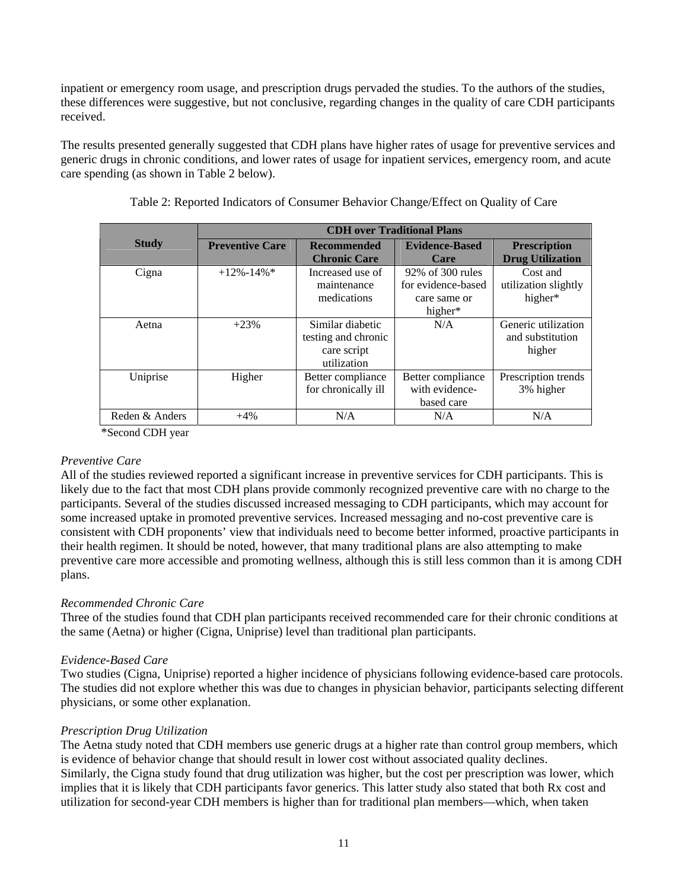inpatient or emergency room usage, and prescription drugs pervaded the studies. To the authors of the studies, these differences were suggestive, but not conclusive, regarding changes in the quality of care CDH participants received.

The results presented generally suggested that CDH plans have higher rates of usage for preventive services and generic drugs in chronic conditions, and lower rates of usage for inpatient services, emergency room, and acute care spending (as shown in Table 2 below).

Table 2: Reported Indicators of Consumer Behavior Change/Effect on Quality of Care

| Study | CDH over Traditional Plans | | | |
|---|---|---|---|---|
| | **Preventive Care** | **Recommended Chronic Care** | **Evidence-Based Care** | **Prescription Drug Utilization** |
| Cigna | +12%-14%* | Increased use of maintenance medications | 92% of 300 rules for evidence-based care same or higher* | Cost and utilization slightly higher* |
| Aetna | +23% | Similar diabetic testing and chronic care script utilization | N/A | Generic utilization and substitution higher |
| Uniprise | Higher | Better compliance for chronically ill | Better compliance with evidence-based care | Prescription trends 3% higher |
| Reden & Anders | +4% | N/A | N/A | N/A |

*Second CDH year

*Preventive Care*

All of the studies reviewed reported a significant increase in preventive services for CDH participants. This is likely due to the fact that most CDH plans provide commonly recognized preventive care with no charge to the participants. Several of the studies discussed increased messaging to CDH participants, which may account for some increased uptake in promoted preventive services. Increased messaging and no-cost preventive care is consistent with CDH proponents' view that individuals need to become better informed, proactive participants in their health regimen. It should be noted, however, that many traditional plans are also attempting to make preventive care more accessible and promoting wellness, although this is still less common than it is among CDH plans.

*Recommended Chronic Care*

Three of the studies found that CDH plan participants received recommended care for their chronic conditions at the same (Aetna) or higher (Cigna, Uniprise) level than traditional plan participants.

*Evidence-Based Care*

Two studies (Cigna, Uniprise) reported a higher incidence of physicians following evidence-based care protocols. The studies did not explore whether this was due to changes in physician behavior, participants selecting different physicians, or some other explanation.

*Prescription Drug Utilization*

The Aetna study noted that CDH members use generic drugs at a higher rate than control group members, which is evidence of behavior change that should result in lower cost without associated quality declines.
Similarly, the Cigna study found that drug utilization was higher, but the cost per prescription was lower, which implies that it is likely that CDH participants favor generics. This latter study also stated that both Rx cost and utilization for second-year CDH members is higher than for traditional plan members—which, when taken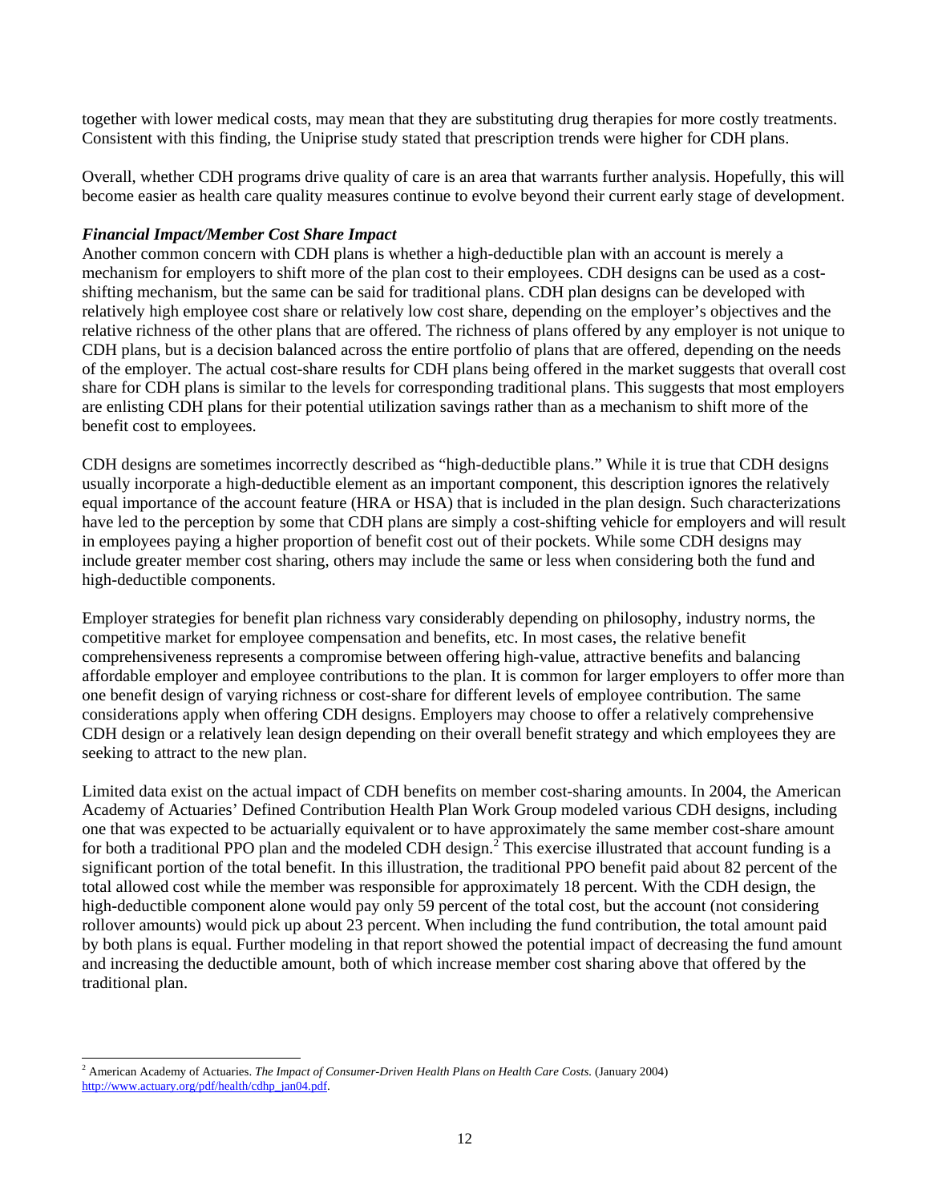together with lower medical costs, may mean that they are substituting drug therapies for more costly treatments. Consistent with this finding, the Uniprise study stated that prescription trends were higher for CDH plans.

Overall, whether CDH programs drive quality of care is an area that warrants further analysis. Hopefully, this will become easier as health care quality measures continue to evolve beyond their current early stage of development.

***Financial Impact/Member Cost Share Impact***

Another common concern with CDH plans is whether a high-deductible plan with an account is merely a mechanism for employers to shift more of the plan cost to their employees. CDH designs can be used as a cost-shifting mechanism, but the same can be said for traditional plans. CDH plan designs can be developed with relatively high employee cost share or relatively low cost share, depending on the employer's objectives and the relative richness of the other plans that are offered. The richness of plans offered by any employer is not unique to CDH plans, but is a decision balanced across the entire portfolio of plans that are offered, depending on the needs of the employer. The actual cost-share results for CDH plans being offered in the market suggests that overall cost share for CDH plans is similar to the levels for corresponding traditional plans. This suggests that most employers are enlisting CDH plans for their potential utilization savings rather than as a mechanism to shift more of the benefit cost to employees.

CDH designs are sometimes incorrectly described as "high-deductible plans." While it is true that CDH designs usually incorporate a high-deductible element as an important component, this description ignores the relatively equal importance of the account feature (HRA or HSA) that is included in the plan design. Such characterizations have led to the perception by some that CDH plans are simply a cost-shifting vehicle for employers and will result in employees paying a higher proportion of benefit cost out of their pockets. While some CDH designs may include greater member cost sharing, others may include the same or less when considering both the fund and high-deductible components.

Employer strategies for benefit plan richness vary considerably depending on philosophy, industry norms, the competitive market for employee compensation and benefits, etc. In most cases, the relative benefit comprehensiveness represents a compromise between offering high-value, attractive benefits and balancing affordable employer and employee contributions to the plan. It is common for larger employers to offer more than one benefit design of varying richness or cost-share for different levels of employee contribution. The same considerations apply when offering CDH designs. Employers may choose to offer a relatively comprehensive CDH design or a relatively lean design depending on their overall benefit strategy and which employees they are seeking to attract to the new plan.

Limited data exist on the actual impact of CDH benefits on member cost-sharing amounts. In 2004, the American Academy of Actuaries' Defined Contribution Health Plan Work Group modeled various CDH designs, including one that was expected to be actuarially equivalent or to have approximately the same member cost-share amount for both a traditional PPO plan and the modeled CDH design.[2] This exercise illustrated that account funding is a significant portion of the total benefit. In this illustration, the traditional PPO benefit paid about 82 percent of the total allowed cost while the member was responsible for approximately 18 percent. With the CDH design, the high-deductible component alone would pay only 59 percent of the total cost, but the account (not considering rollover amounts) would pick up about 23 percent. When including the fund contribution, the total amount paid by both plans is equal. Further modeling in that report showed the potential impact of decreasing the fund amount and increasing the deductible amount, both of which increase member cost sharing above that offered by the traditional plan.

---

[2] American Academy of Actuaries. *The Impact of Consumer-Driven Health Plans on Health Care Costs.* (January 2004) http://www.actuary.org/pdf/health/cdhp_jan04.pdf.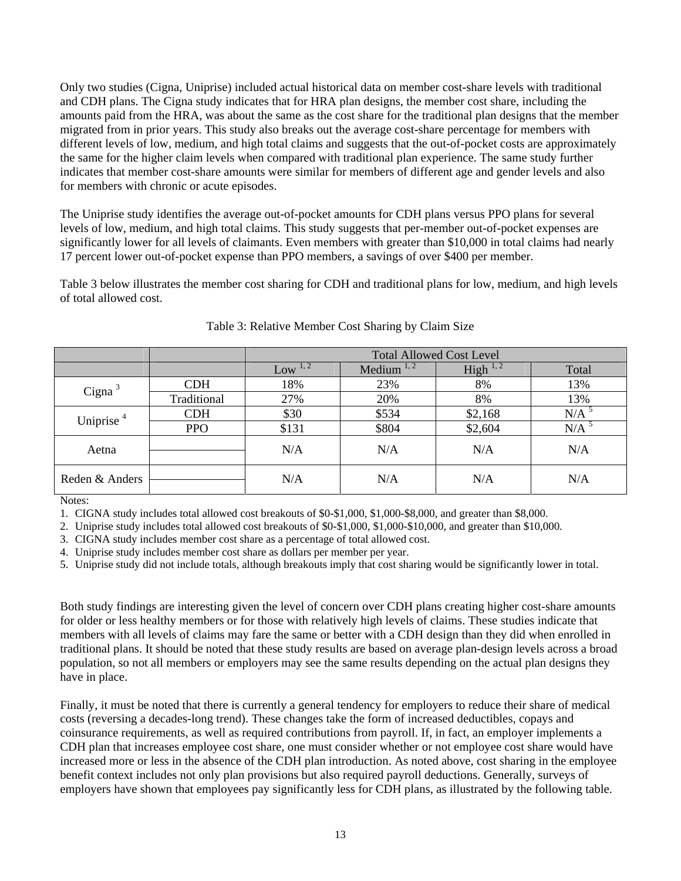Only two studies (Cigna, Uniprise) included actual historical data on member cost-share levels with traditional and CDH plans. The Cigna study indicates that for HRA plan designs, the member cost share, including the amounts paid from the HRA, was about the same as the cost share for the traditional plan designs that the member migrated from in prior years. This study also breaks out the average cost-share percentage for members with different levels of low, medium, and high total claims and suggests that the out-of-pocket costs are approximately the same for the higher claim levels when compared with traditional plan experience. The same study further indicates that member cost-share amounts were similar for members of different age and gender levels and also for members with chronic or acute episodes.

The Uniprise study identifies the average out-of-pocket amounts for CDH plans versus PPO plans for several levels of low, medium, and high total claims. This study suggests that per-member out-of-pocket expenses are significantly lower for all levels of claimants. Even members with greater than $10,000 in total claims had nearly 17 percent lower out-of-pocket expense than PPO members, a savings of over $400 per member.

Table 3 below illustrates the member cost sharing for CDH and traditional plans for low, medium, and high levels of total allowed cost.

Table 3: Relative Member Cost Sharing by Claim Size

| | | Total Allowed Cost Level | | | |
|---|---|---|---|---|---|
| | | Low [1, 2] | Medium [1, 2] | High [1, 2] | Total |
| Cigna [3] | CDH | 18% | 23% | 8% | 13% |
| | Traditional | 27% | 20% | 8% | 13% |
| Uniprise [4] | CDH | $30 | $534 | $2,168 | N/A [5] |
| | PPO | $131 | $804 | $2,604 | N/A [5] |
| Aetna | | N/A | N/A | N/A | N/A |
| Reden & Anders | | N/A | N/A | N/A | N/A |

Notes:

1. CIGNA study includes total allowed cost breakouts of $0-$1,000, $1,000-$8,000, and greater than $8,000.
2. Uniprise study includes total allowed cost breakouts of $0-$1,000, $1,000-$10,000, and greater than $10,000.
3. CIGNA study includes member cost share as a percentage of total allowed cost.
4. Uniprise study includes member cost share as dollars per member per year.
5. Uniprise study did not include totals, although breakouts imply that cost sharing would be significantly lower in total.

Both study findings are interesting given the level of concern over CDH plans creating higher cost-share amounts for older or less healthy members or for those with relatively high levels of claims. These studies indicate that members with all levels of claims may fare the same or better with a CDH design than they did when enrolled in traditional plans. It should be noted that these study results are based on average plan-design levels across a broad population, so not all members or employers may see the same results depending on the actual plan designs they have in place.

Finally, it must be noted that there is currently a general tendency for employers to reduce their share of medical costs (reversing a decades-long trend). These changes take the form of increased deductibles, copays and coinsurance requirements, as well as required contributions from payroll. If, in fact, an employer implements a CDH plan that increases employee cost share, one must consider whether or not employee cost share would have increased more or less in the absence of the CDH plan introduction. As noted above, cost sharing in the employee benefit context includes not only plan provisions but also required payroll deductions. Generally, surveys of employers have shown that employees pay significantly less for CDH plans, as illustrated by the following table.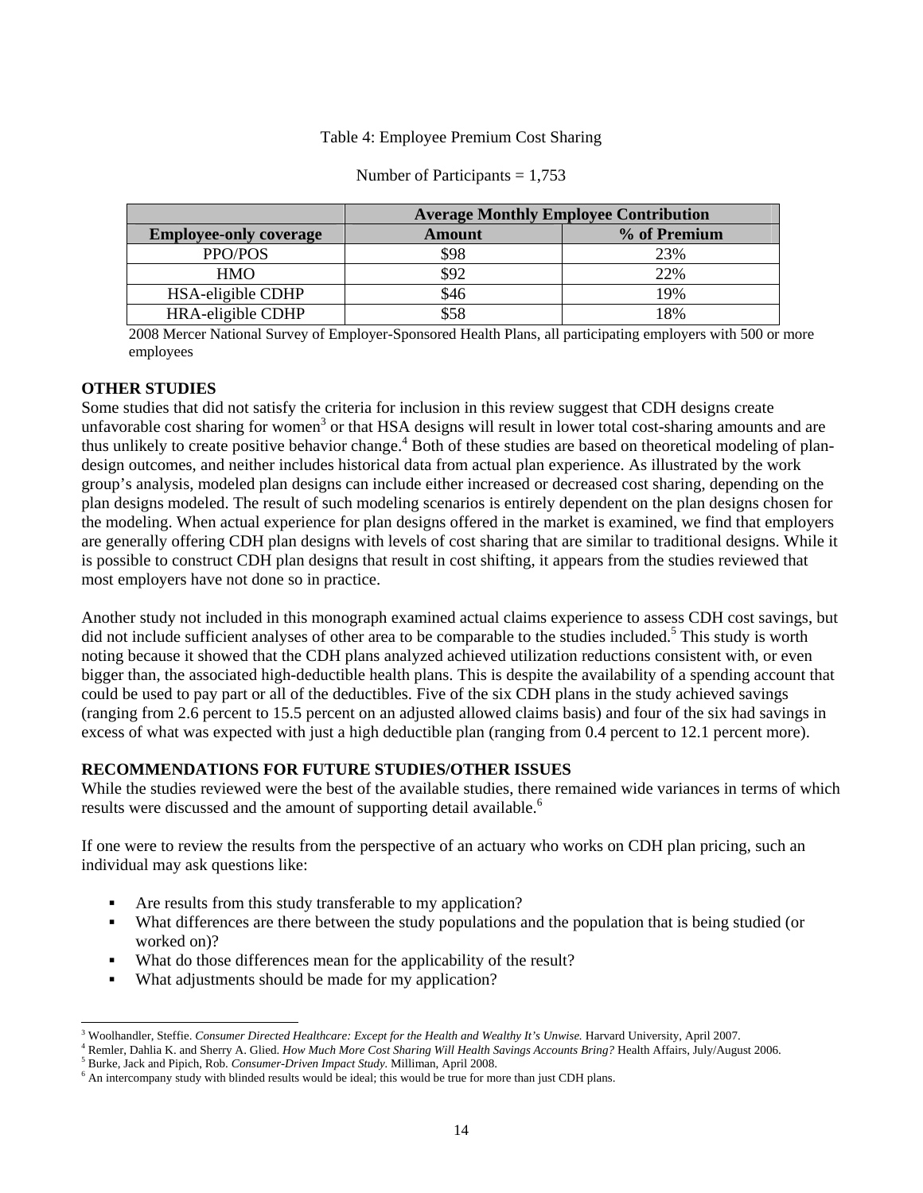Table 4: Employee Premium Cost Sharing

Number of Participants = 1,753

| | Average Monthly Employee Contribution | |
|---|---|---|
| **Employee-only coverage** | **Amount** | **% of Premium** |
| PPO/POS | \$98 | 23% |
| HMO | \$92 | 22% |
| HSA-eligible CDHP | \$46 | 19% |
| HRA-eligible CDHP | \$58 | 18% |

2008 Mercer National Survey of Employer-Sponsored Health Plans, all participating employers with 500 or more employees

**OTHER STUDIES**

Some studies that did not satisfy the criteria for inclusion in this review suggest that CDH designs create unfavorable cost sharing for women[3] or that HSA designs will result in lower total cost-sharing amounts and are thus unlikely to create positive behavior change.[4] Both of these studies are based on theoretical modeling of plan-design outcomes, and neither includes historical data from actual plan experience. As illustrated by the work group's analysis, modeled plan designs can include either increased or decreased cost sharing, depending on the plan designs modeled. The result of such modeling scenarios is entirely dependent on the plan designs chosen for the modeling. When actual experience for plan designs offered in the market is examined, we find that employers are generally offering CDH plan designs with levels of cost sharing that are similar to traditional designs. While it is possible to construct CDH plan designs that result in cost shifting, it appears from the studies reviewed that most employers have not done so in practice.

Another study not included in this monograph examined actual claims experience to assess CDH cost savings, but did not include sufficient analyses of other area to be comparable to the studies included.[5] This study is worth noting because it showed that the CDH plans analyzed achieved utilization reductions consistent with, or even bigger than, the associated high-deductible health plans. This is despite the availability of a spending account that could be used to pay part or all of the deductibles. Five of the six CDH plans in the study achieved savings (ranging from 2.6 percent to 15.5 percent on an adjusted allowed claims basis) and four of the six had savings in excess of what was expected with just a high deductible plan (ranging from 0.4 percent to 12.1 percent more).

**RECOMMENDATIONS FOR FUTURE STUDIES/OTHER ISSUES**

While the studies reviewed were the best of the available studies, there remained wide variances in terms of which results were discussed and the amount of supporting detail available.[6]

If one were to review the results from the perspective of an actuary who works on CDH plan pricing, such an individual may ask questions like:

- Are results from this study transferable to my application?
- What differences are there between the study populations and the population that is being studied (or worked on)?
- What do those differences mean for the applicability of the result?
- What adjustments should be made for my application?

[3] Woolhandler, Steffie. *Consumer Directed Healthcare: Except for the Health and Wealthy It's Unwise.* Harvard University, April 2007.

[4] Remler, Dahlia K. and Sherry A. Glied. *How Much More Cost Sharing Will Health Savings Accounts Bring?* Health Affairs, July/August 2006.

[5] Burke, Jack and Pipich, Rob. *Consumer-Driven Impact Study.* Milliman, April 2008.

[6] An intercompany study with blinded results would be ideal; this would be true for more than just CDH plans.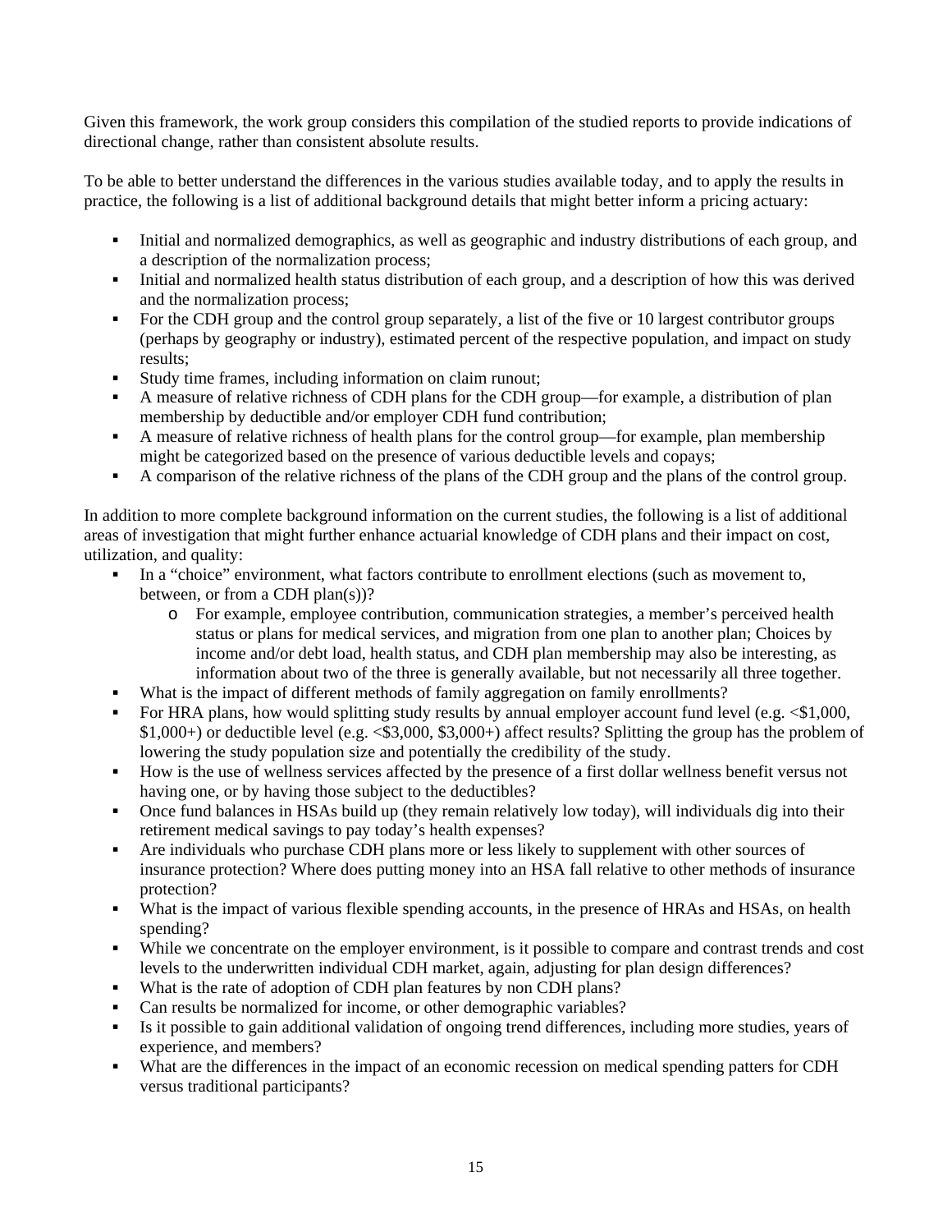Given this framework, the work group considers this compilation of the studied reports to provide indications of directional change, rather than consistent absolute results.

To be able to better understand the differences in the various studies available today, and to apply the results in practice, the following is a list of additional background details that might better inform a pricing actuary:

- Initial and normalized demographics, as well as geographic and industry distributions of each group, and a description of the normalization process;
- Initial and normalized health status distribution of each group, and a description of how this was derived and the normalization process;
- For the CDH group and the control group separately, a list of the five or 10 largest contributor groups (perhaps by geography or industry), estimated percent of the respective population, and impact on study results;
- Study time frames, including information on claim runout;
- A measure of relative richness of CDH plans for the CDH group—for example, a distribution of plan membership by deductible and/or employer CDH fund contribution;
- A measure of relative richness of health plans for the control group—for example, plan membership might be categorized based on the presence of various deductible levels and copays;
- A comparison of the relative richness of the plans of the CDH group and the plans of the control group.

In addition to more complete background information on the current studies, the following is a list of additional areas of investigation that might further enhance actuarial knowledge of CDH plans and their impact on cost, utilization, and quality:

- In a "choice" environment, what factors contribute to enrollment elections (such as movement to, between, or from a CDH plan(s))?
  - For example, employee contribution, communication strategies, a member's perceived health status or plans for medical services, and migration from one plan to another plan; Choices by income and/or debt load, health status, and CDH plan membership may also be interesting, as information about two of the three is generally available, but not necessarily all three together.
- What is the impact of different methods of family aggregation on family enrollments?
- For HRA plans, how would splitting study results by annual employer account fund level (e.g. <$1,000, $1,000+) or deductible level (e.g. <$3,000, $3,000+) affect results? Splitting the group has the problem of lowering the study population size and potentially the credibility of the study.
- How is the use of wellness services affected by the presence of a first dollar wellness benefit versus not having one, or by having those subject to the deductibles?
- Once fund balances in HSAs build up (they remain relatively low today), will individuals dig into their retirement medical savings to pay today's health expenses?
- Are individuals who purchase CDH plans more or less likely to supplement with other sources of insurance protection? Where does putting money into an HSA fall relative to other methods of insurance protection?
- What is the impact of various flexible spending accounts, in the presence of HRAs and HSAs, on health spending?
- While we concentrate on the employer environment, is it possible to compare and contrast trends and cost levels to the underwritten individual CDH market, again, adjusting for plan design differences?
- What is the rate of adoption of CDH plan features by non CDH plans?
- Can results be normalized for income, or other demographic variables?
- Is it possible to gain additional validation of ongoing trend differences, including more studies, years of experience, and members?
- What are the differences in the impact of an economic recession on medical spending patters for CDH versus traditional participants?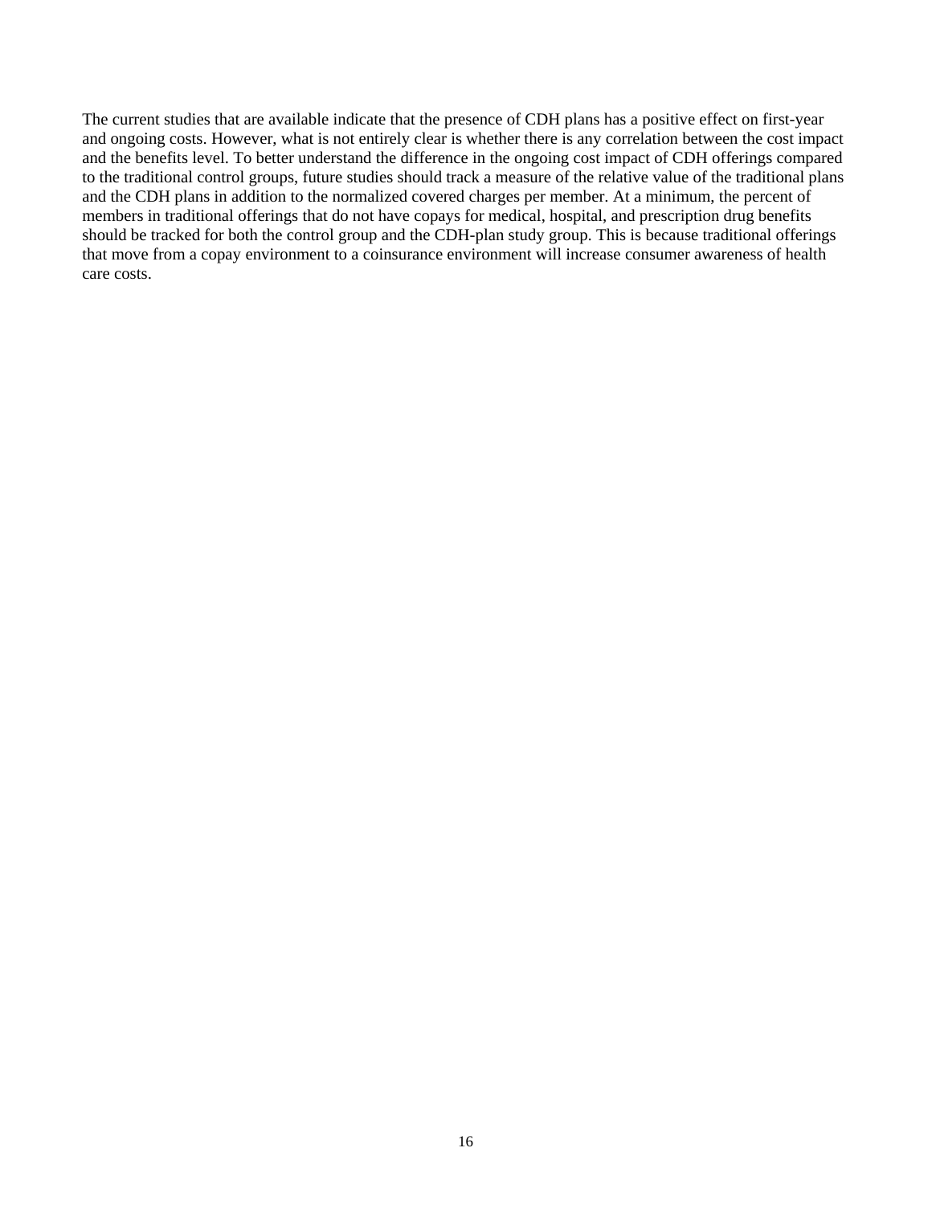The current studies that are available indicate that the presence of CDH plans has a positive effect on first-year and ongoing costs. However, what is not entirely clear is whether there is any correlation between the cost impact and the benefits level. To better understand the difference in the ongoing cost impact of CDH offerings compared to the traditional control groups, future studies should track a measure of the relative value of the traditional plans and the CDH plans in addition to the normalized covered charges per member. At a minimum, the percent of members in traditional offerings that do not have copays for medical, hospital, and prescription drug benefits should be tracked for both the control group and the CDH-plan study group. This is because traditional offerings that move from a copay environment to a coinsurance environment will increase consumer awareness of health care costs.